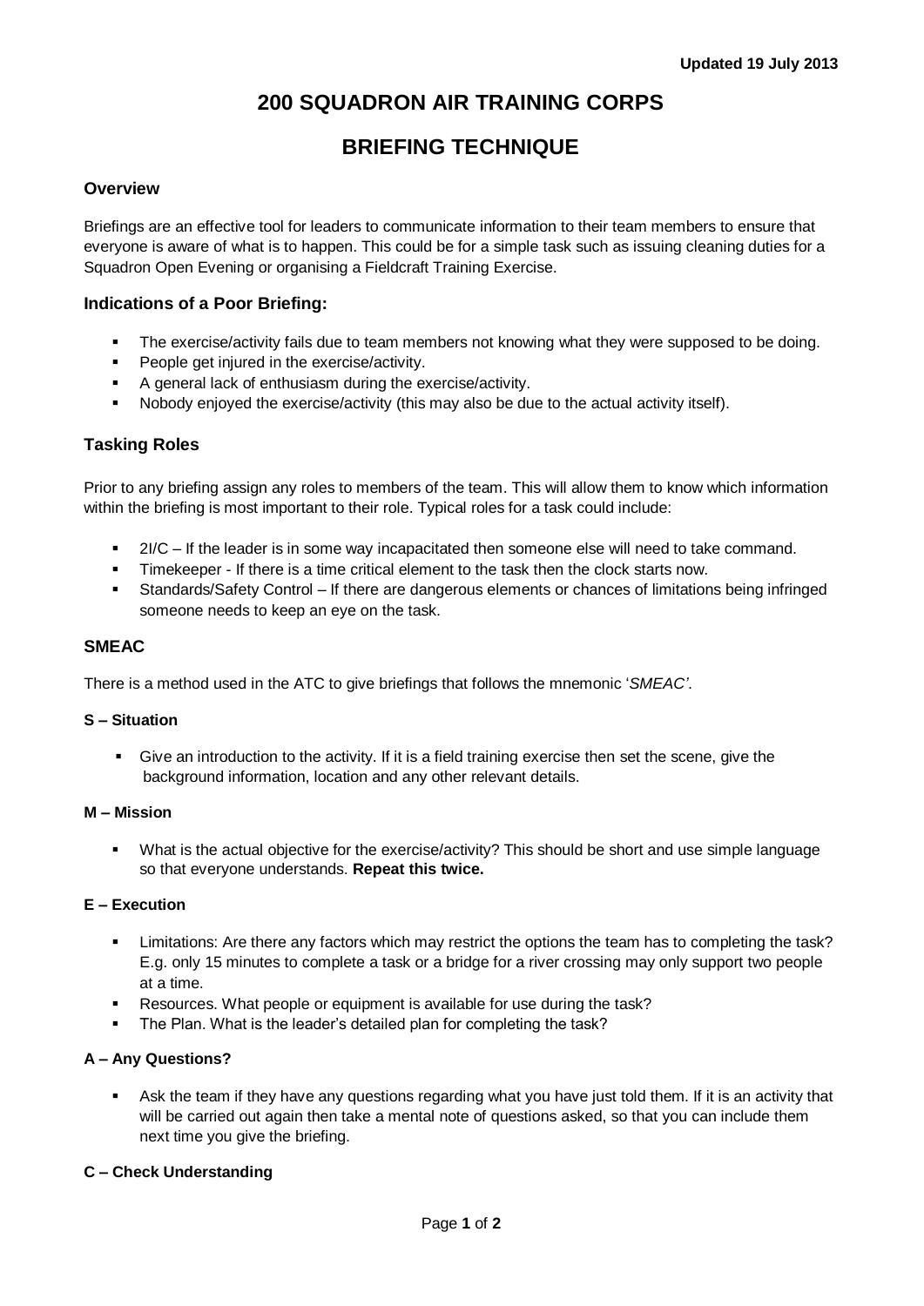Updated 19 July 2013

# 200 SQUADRON AIR TRAINING CORPS

# BRIEFING TECHNIQUE

### Overview

Briefings are an effective tool for leaders to communicate information to their team members to ensure that everyone is aware of what is to happen. This could be for a simple task such as issuing cleaning duties for a Squadron Open Evening or organising a Fieldcraft Training Exercise.

### Indications of a Poor Briefing:

- The exercise/activity fails due to team members not knowing what they were supposed to be doing.
- People get injured in the exercise/activity.
- A general lack of enthusiasm during the exercise/activity.
- Nobody enjoyed the exercise/activity (this may also be due to the actual activity itself).

### Tasking Roles

Prior to any briefing assign any roles to members of the team. This will allow them to know which information within the briefing is most important to their role. Typical roles for a task could include:

- 2I/C – If the leader is in some way incapacitated then someone else will need to take command.
- Timekeeper - If there is a time critical element to the task then the clock starts now.
- Standards/Safety Control – If there are dangerous elements or chances of limitations being infringed someone needs to keep an eye on the task.

### SMEAC

There is a method used in the ATC to give briefings that follows the mnemonic '*SMEAC'*.

#### S – Situation

- Give an introduction to the activity. If it is a field training exercise then set the scene, give the background information, location and any other relevant details.

#### M – Mission

- What is the actual objective for the exercise/activity? This should be short and use simple language so that everyone understands. **Repeat this twice.**

#### E – Execution

- Limitations: Are there any factors which may restrict the options the team has to completing the task? E.g. only 15 minutes to complete a task or a bridge for a river crossing may only support two people at a time.
- Resources. What people or equipment is available for use during the task?
- The Plan. What is the leader's detailed plan for completing the task?

#### A – Any Questions?

- Ask the team if they have any questions regarding what you have just told them. If it is an activity that will be carried out again then take a mental note of questions asked, so that you can include them next time you give the briefing.

#### C – Check Understanding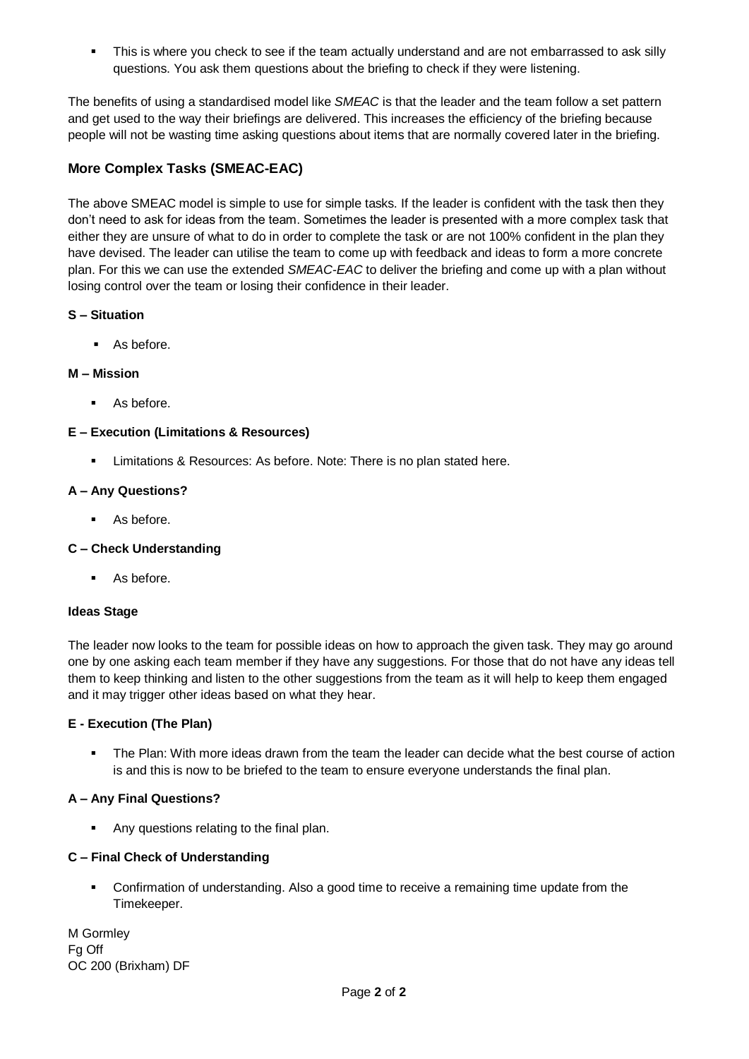- This is where you check to see if the team actually understand and are not embarrassed to ask silly questions. You ask them questions about the briefing to check if they were listening.

The benefits of using a standardised model like *SMEAC* is that the leader and the team follow a set pattern and get used to the way their briefings are delivered. This increases the efficiency of the briefing because people will not be wasting time asking questions about items that are normally covered later in the briefing.

## More Complex Tasks (SMEAC-EAC)

The above SMEAC model is simple to use for simple tasks. If the leader is confident with the task then they don't need to ask for ideas from the team. Sometimes the leader is presented with a more complex task that either they are unsure of what to do in order to complete the task or are not 100% confident in the plan they have devised. The leader can utilise the team to come up with feedback and ideas to form a more concrete plan. For this we can use the extended *SMEAC-EAC* to deliver the briefing and come up with a plan without losing control over the team or losing their confidence in their leader.

**S – Situation**

- As before.

**M – Mission**

- As before.

**E – Execution (Limitations & Resources)**

- Limitations & Resources: As before. Note: There is no plan stated here.

**A – Any Questions?**

- As before.

**C – Check Understanding**

- As before.

**Ideas Stage**

The leader now looks to the team for possible ideas on how to approach the given task. They may go around one by one asking each team member if they have any suggestions. For those that do not have any ideas tell them to keep thinking and listen to the other suggestions from the team as it will help to keep them engaged and it may trigger other ideas based on what they hear.

**E - Execution (The Plan)**

- The Plan: With more ideas drawn from the team the leader can decide what the best course of action is and this is now to be briefed to the team to ensure everyone understands the final plan.

**A – Any Final Questions?**

- Any questions relating to the final plan.

**C – Final Check of Understanding**

- Confirmation of understanding. Also a good time to receive a remaining time update from the Timekeeper.

M Gormley
Fg Off
OC 200 (Brixham) DF